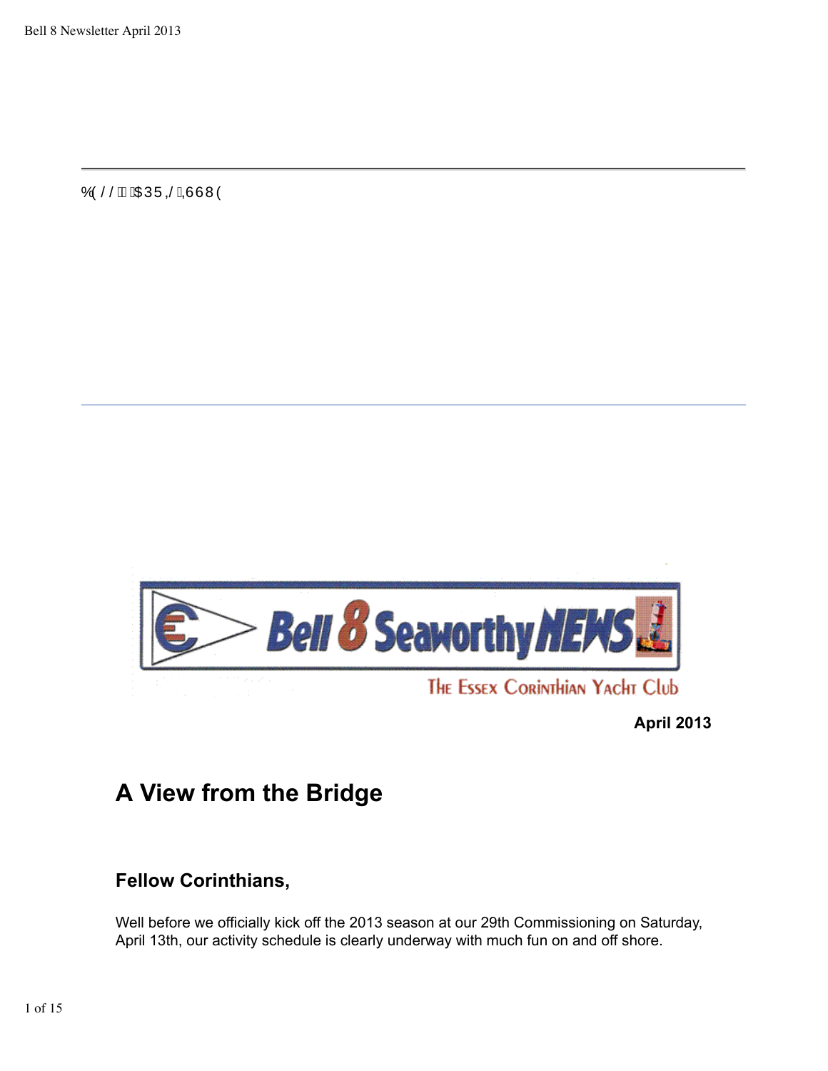April 2013

# A View from the Bridge

## Fellow Corinthians,

Well before we officially kick off the 2013 season at our 29th Commissioning on Saturday, April 13th, our activity schedule is clearly underway with much fun on and off shore.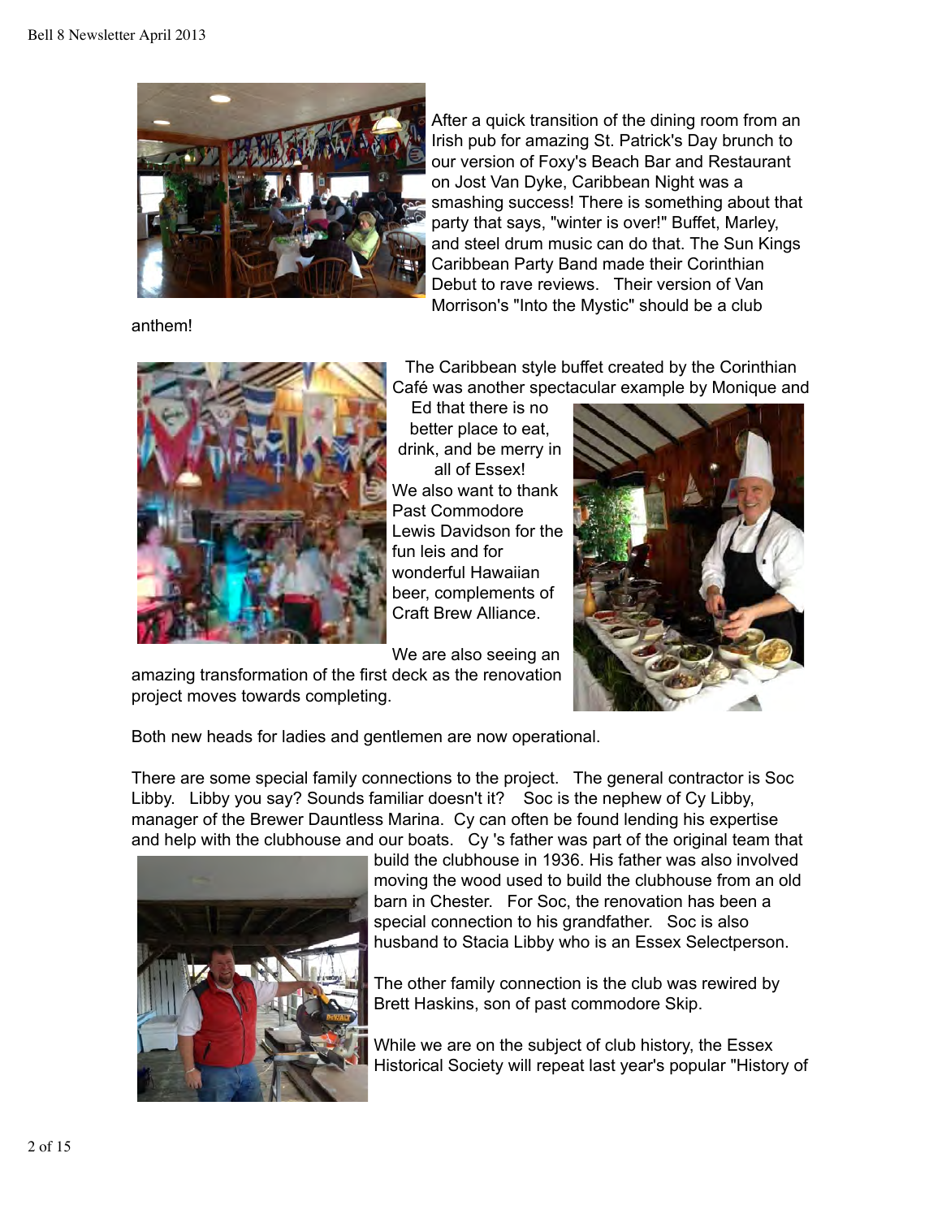After a quick transition of the dining room from an Irish pub for amazing St. Patrick's Day brunch to our version of Foxy's Beach Bar and Restaurant on Jost Van Dyke, Caribbean Night was a smashing success! There is something about that party that says, "winter is over!" Buffet, Marley, and steel drum music can do that. The Sun Kings Caribbean Party Band made their Corinthian Debut to rave reviews. Their version of Van Morrison's "Into the Mystic" should be a club anthem!

The Caribbean style buffet created by the Corinthian Café was another spectacular example by Monique and Ed that there is no better place to eat, drink, and be merry in all of Essex!

We also want to thank Past Commodore Lewis Davidson for the fun leis and for wonderful Hawaiian beer, complements of Craft Brew Alliance.

We are also seeing an amazing transformation of the first deck as the renovation project moves towards completing.

Both new heads for ladies and gentlemen are now operational.

There are some special family connections to the project. The general contractor is Soc Libby. Libby you say? Sounds familiar doesn't it? Soc is the nephew of Cy Libby, manager of the Brewer Dauntless Marina. Cy can often be found lending his expertise and help with the clubhouse and our boats. Cy 's father was part of the original team that build the clubhouse in 1936. His father was also involved moving the wood used to build the clubhouse from an old barn in Chester. For Soc, the renovation has been a special connection to his grandfather. Soc is also husband to Stacia Libby who is an Essex Selectperson.

The other family connection is the club was rewired by Brett Haskins, son of past commodore Skip.

While we are on the subject of club history, the Essex Historical Society will repeat last year's popular "History of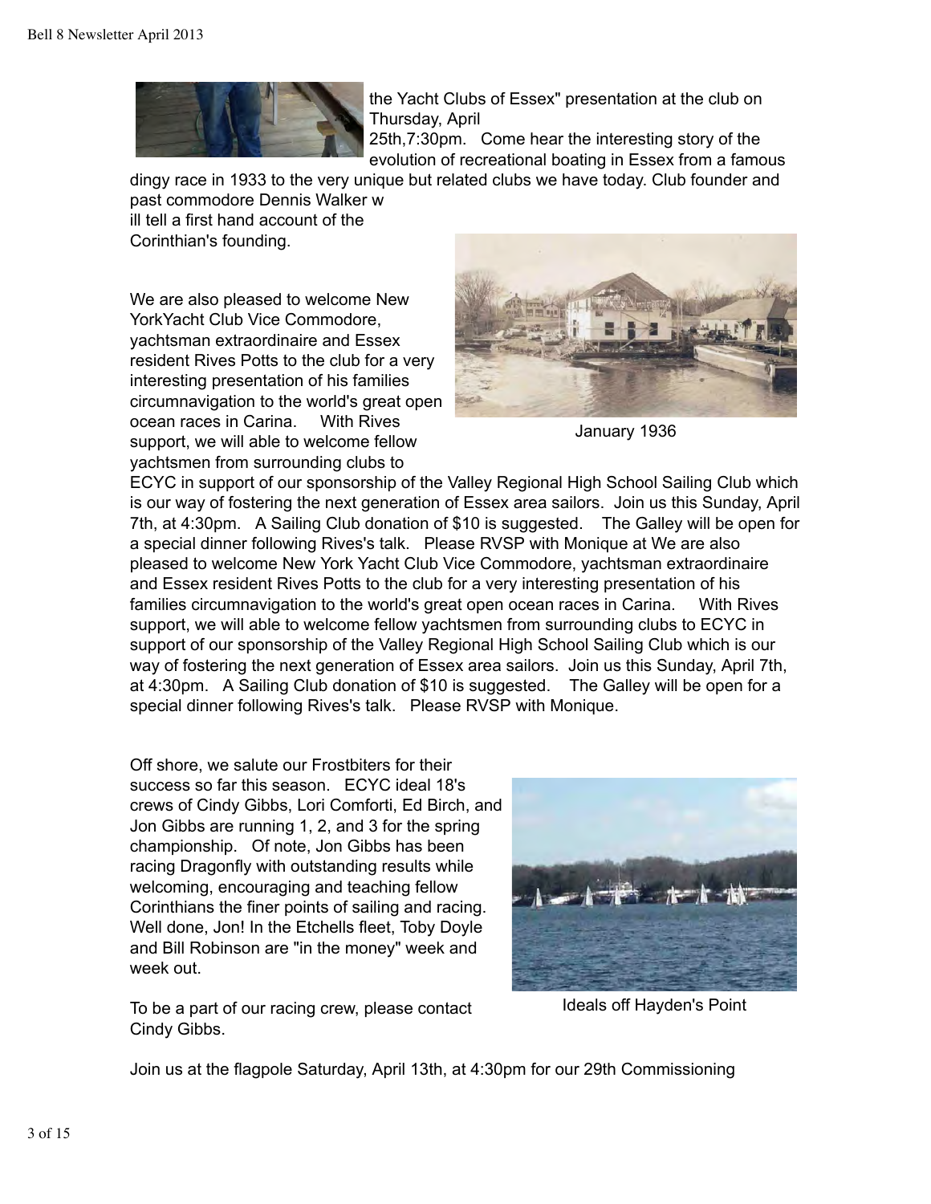the Yacht Clubs of Essex" presentation at the club on Thursday, April 25th,7:30pm. Come hear the interesting story of the evolution of recreational boating in Essex from a famous dingy race in 1933 to the very unique but related clubs we have today. Club founder and past commodore Dennis Walker will tell a first hand account of the Corinthian's founding.

We are also pleased to welcome New YorkYacht Club Vice Commodore, yachtsman extraordinaire and Essex resident Rives Potts to the club for a very interesting presentation of his families circumnavigation to the world's great open ocean races in Carina. With Rives support, we will able to welcome fellow yachtsmen from surrounding clubs to ECYC in support of our sponsorship of the Valley Regional High School Sailing Club which is our way of fostering the next generation of Essex area sailors. Join us this Sunday, April 7th, at 4:30pm. A Sailing Club donation of $10 is suggested. The Galley will be open for a special dinner following Rives's talk. Please RVSP with Monique at We are also pleased to welcome New York Yacht Club Vice Commodore, yachtsman extraordinaire and Essex resident Rives Potts to the club for a very interesting presentation of his families circumnavigation to the world's great open ocean races in Carina. With Rives support, we will able to welcome fellow yachtsmen from surrounding clubs to ECYC in support of our sponsorship of the Valley Regional High School Sailing Club which is our way of fostering the next generation of Essex area sailors. Join us this Sunday, April 7th, at 4:30pm. A Sailing Club donation of $10 is suggested. The Galley will be open for a special dinner following Rives's talk. Please RVSP with Monique.

January 1936

Off shore, we salute our Frostbiters for their success so far this season. ECYC ideal 18's crews of Cindy Gibbs, Lori Comforti, Ed Birch, and Jon Gibbs are running 1, 2, and 3 for the spring championship. Of note, Jon Gibbs has been racing Dragonfly with outstanding results while welcoming, encouraging and teaching fellow Corinthians the finer points of sailing and racing. Well done, Jon! In the Etchells fleet, Toby Doyle and Bill Robinson are "in the money" week and week out.

To be a part of our racing crew, please contact Cindy Gibbs.

Ideals off Hayden's Point

Join us at the flagpole Saturday, April 13th, at 4:30pm for our 29th Commissioning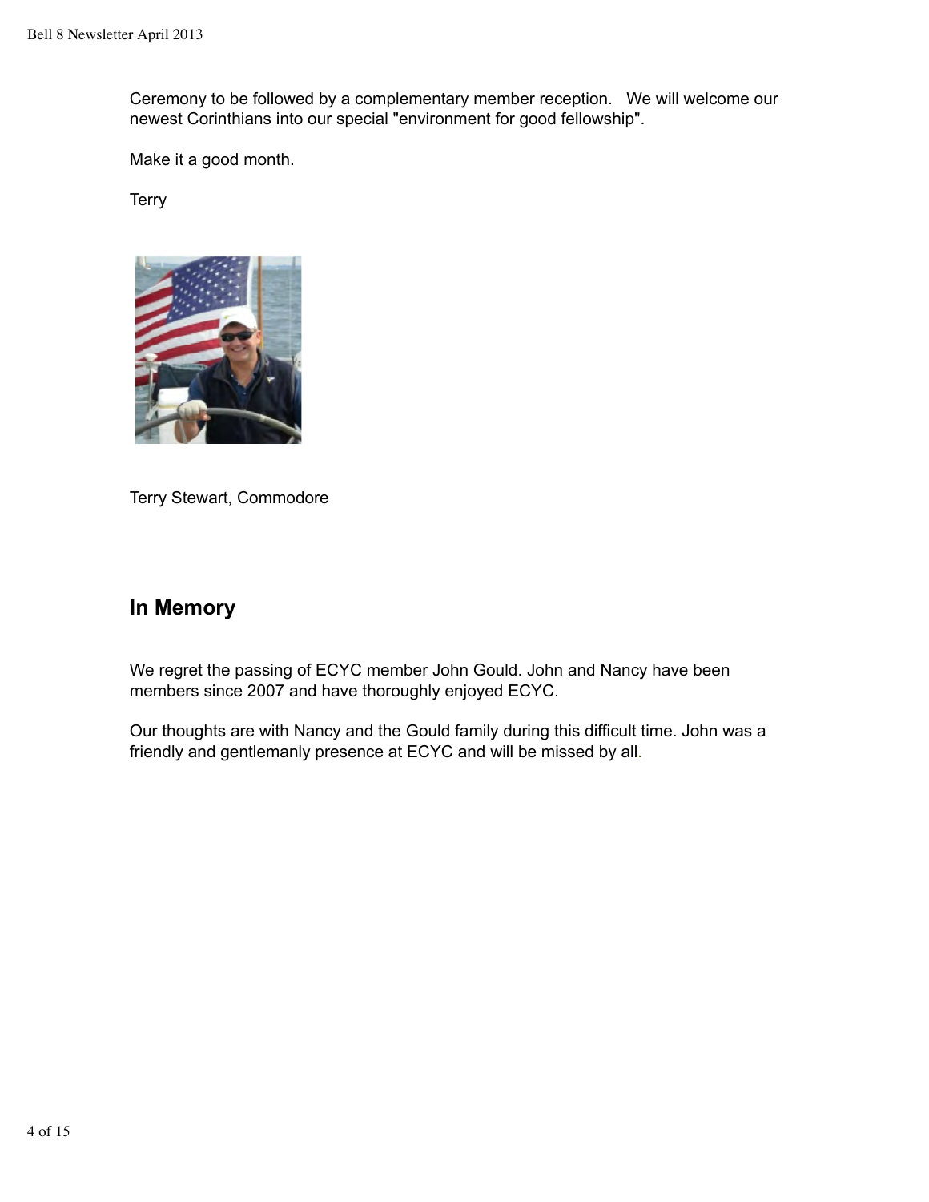Ceremony to be followed by a complementary member reception. We will welcome our newest Corinthians into our special "environment for good fellowship".

Make it a good month.

Terry

Terry Stewart, Commodore

## In Memory

We regret the passing of ECYC member John Gould. John and Nancy have been members since 2007 and have thoroughly enjoyed ECYC.

Our thoughts are with Nancy and the Gould family during this difficult time. John was a friendly and gentlemanly presence at ECYC and will be missed by all.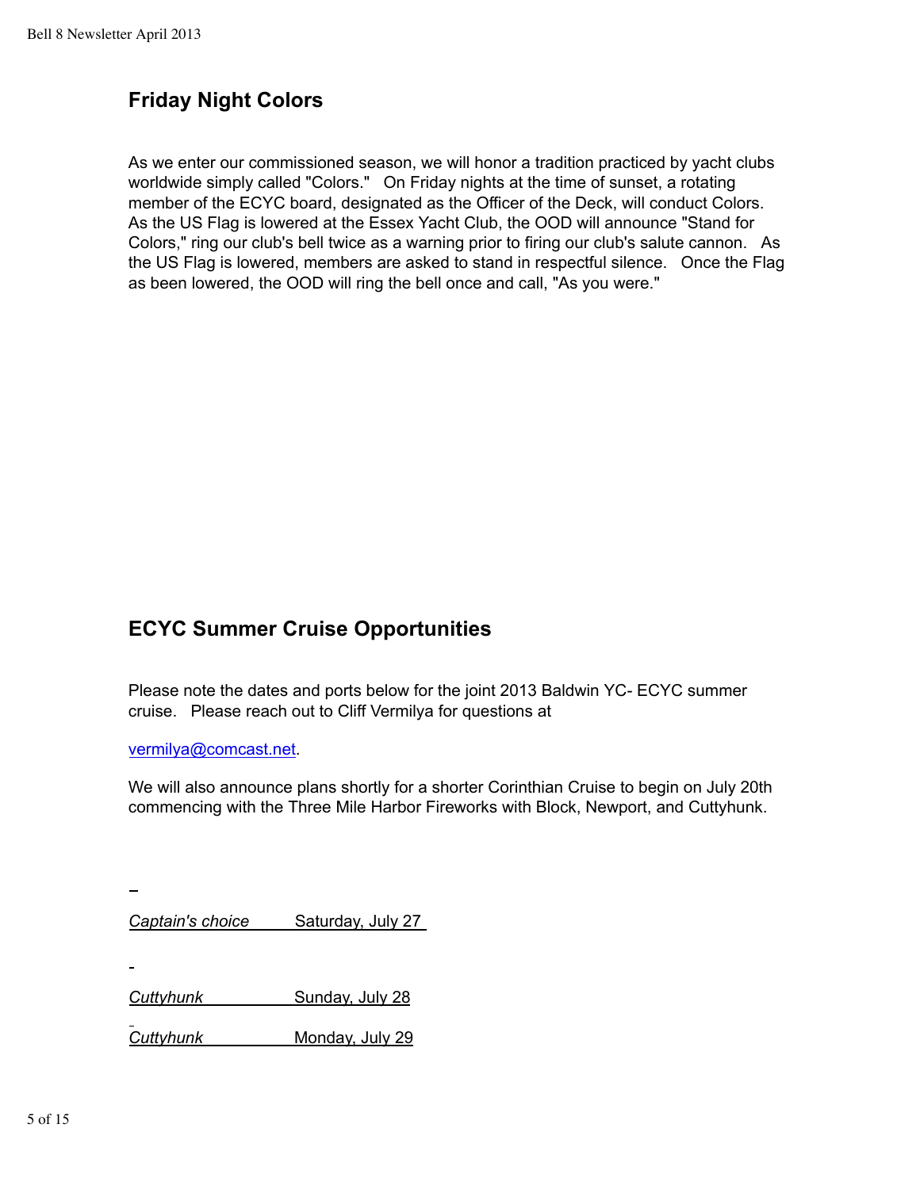## Friday Night Colors

As we enter our commissioned season, we will honor a tradition practiced by yacht clubs worldwide simply called "Colors." On Friday nights at the time of sunset, a rotating member of the ECYC board, designated as the Officer of the Deck, will conduct Colors. As the US Flag is lowered at the Essex Yacht Club, the OOD will announce "Stand for Colors," ring our club's bell twice as a warning prior to firing our club's salute cannon. As the US Flag is lowered, members are asked to stand in respectful silence. Once the Flag as been lowered, the OOD will ring the bell once and call, "As you were."

## ECYC Summer Cruise Opportunities

Please note the dates and ports below for the joint 2013 Baldwin YC- ECYC summer cruise. Please reach out to Cliff Vermilya for questions at

vermilya@comcast.net.

We will also announce plans shortly for a shorter Corinthian Cruise to begin on July 20th commencing with the Three Mile Harbor Fireworks with Block, Newport, and Cuttyhunk.

| | |
|---|---|
| *Captain's choice* | Saturday, July 27 |
| *Cuttyhunk* | Sunday, July 28 |
| *Cuttyhunk* | Monday, July 29 |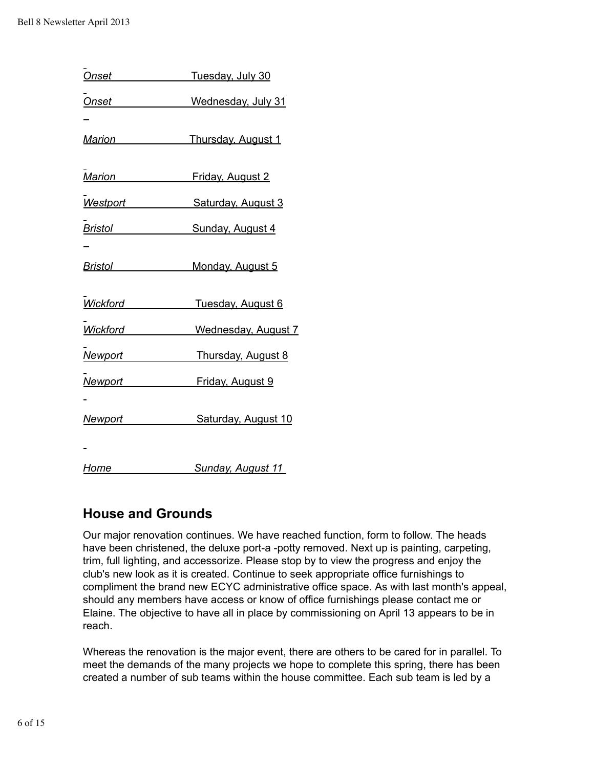| | |
|---|---|
| *Onset* | Tuesday, July 30 |
| *Onset* | Wednesday, July 31 |
| *Marion* | Thursday, August 1 |
| *Marion* | Friday, August 2 |
| *Westport* | Saturday, August 3 |
| *Bristol* | Sunday, August 4 |
| *Bristol* | Monday, August 5 |
| *Wickford* | Tuesday, August 6 |
| *Wickford* | Wednesday, August 7 |
| *Newport* | Thursday, August 8 |
| *Newport* | Friday, August 9 |
| *Newport* | Saturday, August 10 |
| *Home* | *Sunday, August 11* |

## House and Grounds

Our major renovation continues. We have reached function, form to follow. The heads have been christened, the deluxe port-a -potty removed. Next up is painting, carpeting, trim, full lighting, and accessorize. Please stop by to view the progress and enjoy the club's new look as it is created. Continue to seek appropriate office furnishings to compliment the brand new ECYC administrative office space. As with last month's appeal, should any members have access or know of office furnishings please contact me or Elaine. The objective to have all in place by commissioning on April 13 appears to be in reach.

Whereas the renovation is the major event, there are others to be cared for in parallel. To meet the demands of the many projects we hope to complete this spring, there has been created a number of sub teams within the house committee. Each sub team is led by a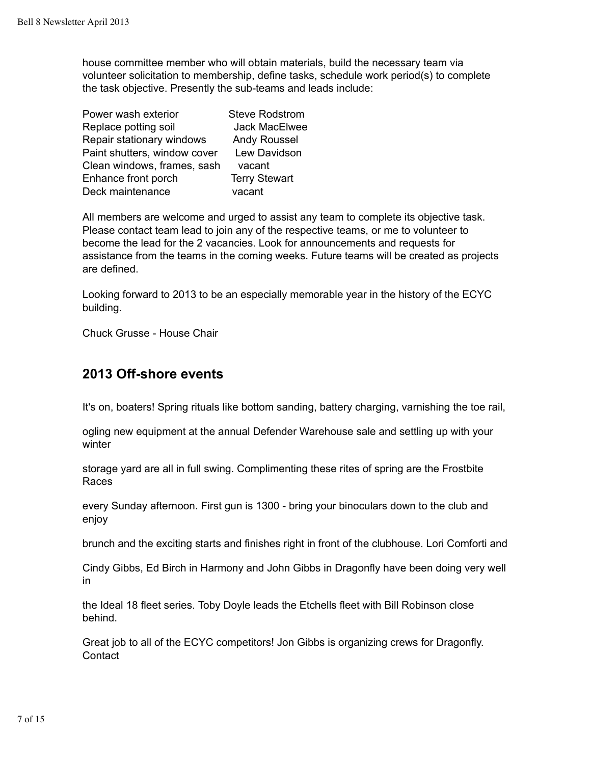house committee member who will obtain materials, build the necessary team via volunteer solicitation to membership, define tasks, schedule work period(s) to complete the task objective. Presently the sub-teams and leads include:

| | |
|---|---|
| Power wash exterior | Steve Rodstrom |
| Replace potting soil | Jack MacElwee |
| Repair stationary windows | Andy Roussel |
| Paint shutters, window cover | Lew Davidson |
| Clean windows, frames, sash | vacant |
| Enhance front porch | Terry Stewart |
| Deck maintenance | vacant |

All members are welcome and urged to assist any team to complete its objective task. Please contact team lead to join any of the respective teams, or me to volunteer to become the lead for the 2 vacancies. Look for announcements and requests for assistance from the teams in the coming weeks. Future teams will be created as projects are defined.

Looking forward to 2013 to be an especially memorable year in the history of the ECYC building.

Chuck Grusse - House Chair

## 2013 Off-shore events

It's on, boaters! Spring rituals like bottom sanding, battery charging, varnishing the toe rail, ogling new equipment at the annual Defender Warehouse sale and settling up with your winter storage yard are all in full swing. Complimenting these rites of spring are the Frostbite Races every Sunday afternoon. First gun is 1300 - bring your binoculars down to the club and enjoy brunch and the exciting starts and finishes right in front of the clubhouse. Lori Comforti and Cindy Gibbs, Ed Birch in Harmony and John Gibbs in Dragonfly have been doing very well in the Ideal 18 fleet series. Toby Doyle leads the Etchells fleet with Bill Robinson close behind.

Great job to all of the ECYC competitors! Jon Gibbs is organizing crews for Dragonfly. Contact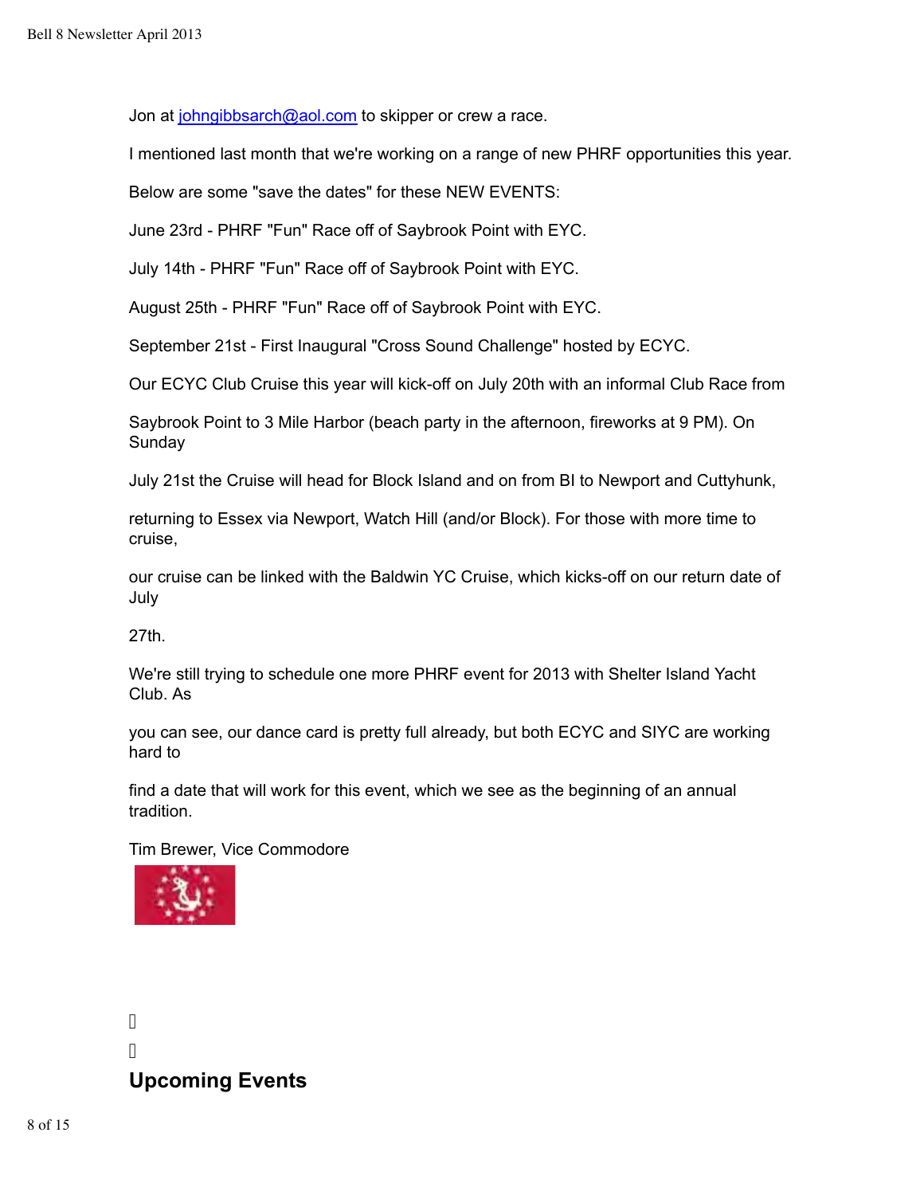Jon at johngibbsarch@aol.com to skipper or crew a race.

I mentioned last month that we're working on a range of new PHRF opportunities this year.

Below are some "save the dates" for these NEW EVENTS:

June 23rd - PHRF "Fun" Race off of Saybrook Point with EYC.

July 14th - PHRF "Fun" Race off of Saybrook Point with EYC.

August 25th - PHRF "Fun" Race off of Saybrook Point with EYC.

September 21st - First Inaugural "Cross Sound Challenge" hosted by ECYC.

Our ECYC Club Cruise this year will kick-off on July 20th with an informal Club Race from Saybrook Point to 3 Mile Harbor (beach party in the afternoon, fireworks at 9 PM). On Sunday July 21st the Cruise will head for Block Island and on from BI to Newport and Cuttyhunk, returning to Essex via Newport, Watch Hill (and/or Block). For those with more time to cruise, our cruise can be linked with the Baldwin YC Cruise, which kicks-off on our return date of July 27th.

We're still trying to schedule one more PHRF event for 2013 with Shelter Island Yacht Club. As you can see, our dance card is pretty full already, but both ECYC and SIYC are working hard to find a date that will work for this event, which we see as the beginning of an annual tradition.

Tim Brewer, Vice Commodore

## Upcoming Events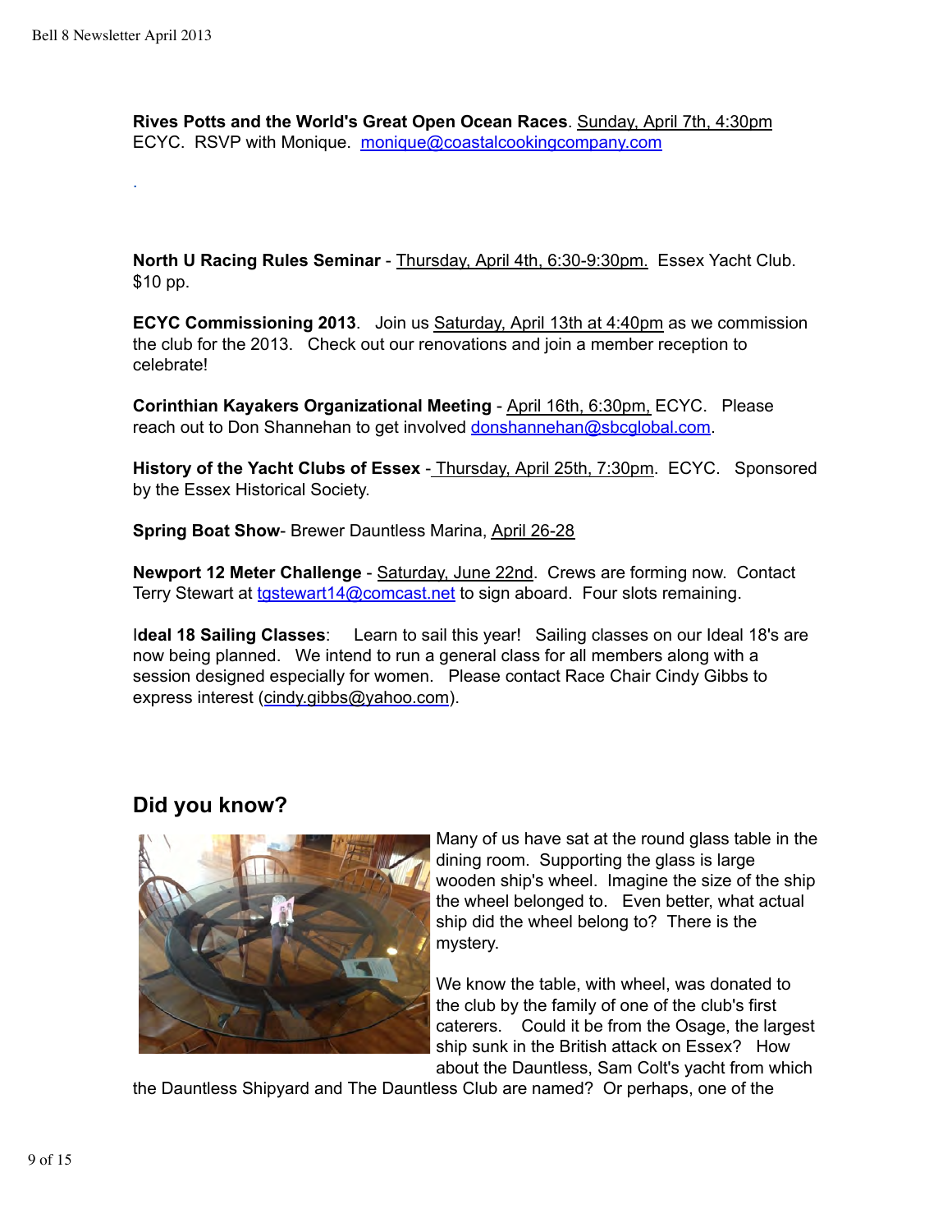**Rives Potts and the World's Great Open Ocean Races**. Sunday, April 7th, 4:30pm ECYC. RSVP with Monique. monique@coastalcookingcompany.com

.

**North U Racing Rules Seminar** - Thursday, April 4th, 6:30-9:30pm. Essex Yacht Club. $10 pp.

**ECYC Commissioning 2013**. Join us Saturday, April 13th at 4:40pm as we commission the club for the 2013. Check out our renovations and join a member reception to celebrate!

**Corinthian Kayakers Organizational Meeting** - April 16th, 6:30pm, ECYC. Please reach out to Don Shannehan to get involved donshannehan@sbcglobal.com.

**History of the Yacht Clubs of Essex** - Thursday, April 25th, 7:30pm. ECYC. Sponsored by the Essex Historical Society.

**Spring Boat Show**- Brewer Dauntless Marina, April 26-28

**Newport 12 Meter Challenge** - Saturday, June 22nd. Crews are forming now. Contact Terry Stewart at tgstewart14@comcast.net to sign aboard. Four slots remaining.

I**deal 18 Sailing Classes**: Learn to sail this year! Sailing classes on our Ideal 18's are now being planned. We intend to run a general class for all members along with a session designed especially for women. Please contact Race Chair Cindy Gibbs to express interest (cindy.gibbs@yahoo.com).

## Did you know?

Many of us have sat at the round glass table in the dining room. Supporting the glass is large wooden ship's wheel. Imagine the size of the ship the wheel belonged to. Even better, what actual ship did the wheel belong to? There is the mystery.

We know the table, with wheel, was donated to the club by the family of one of the club's first caterers. Could it be from the Osage, the largest ship sunk in the British attack on Essex? How about the Dauntless, Sam Colt's yacht from which the Dauntless Shipyard and The Dauntless Club are named? Or perhaps, one of the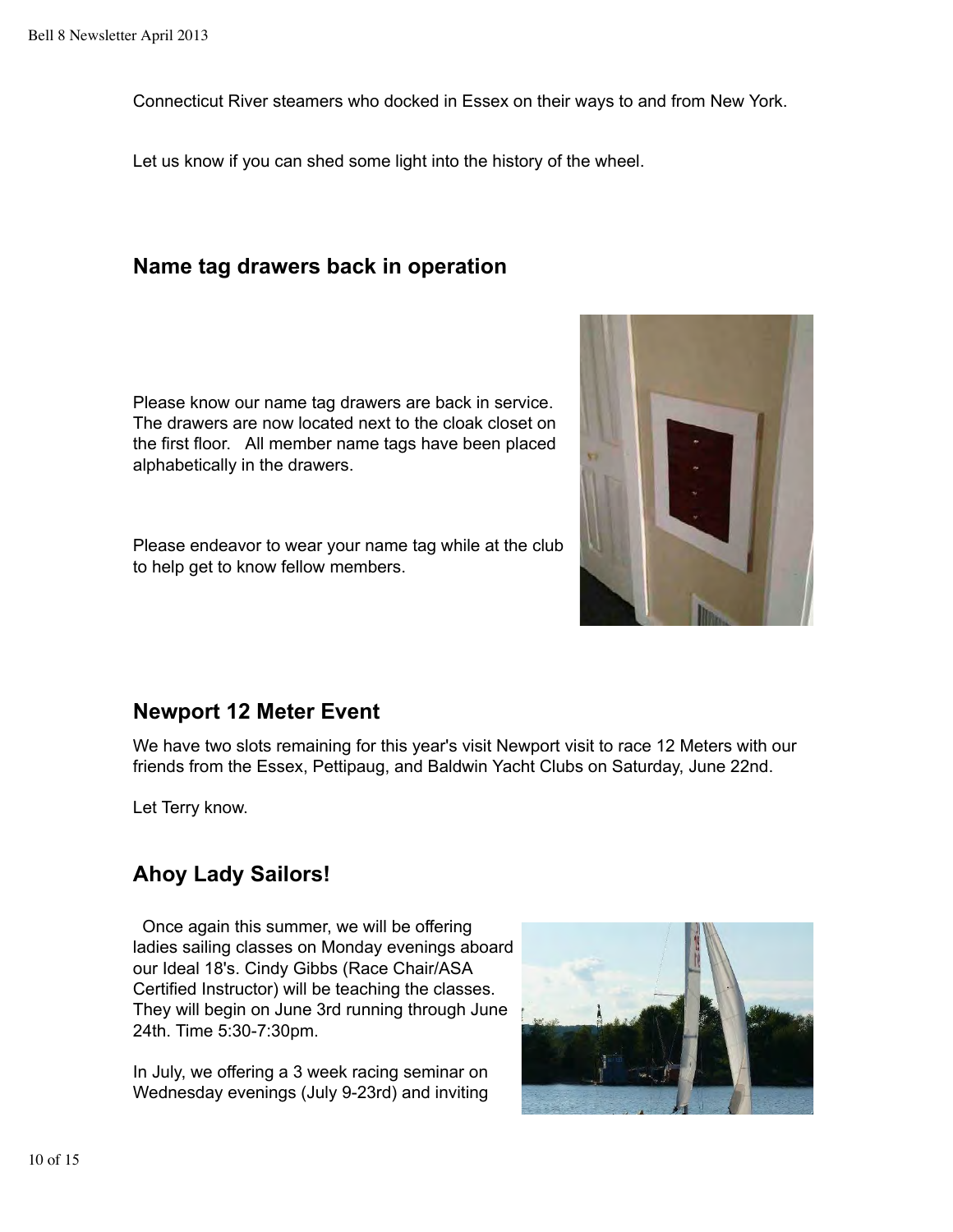Connecticut River steamers who docked in Essex on their ways to and from New York.

Let us know if you can shed some light into the history of the wheel.

## Name tag drawers back in operation

Please know our name tag drawers are back in service. The drawers are now located next to the cloak closet on the first floor. All member name tags have been placed alphabetically in the drawers.

Please endeavor to wear your name tag while at the club to help get to know fellow members.

## Newport 12 Meter Event

We have two slots remaining for this year's visit Newport visit to race 12 Meters with our friends from the Essex, Pettipaug, and Baldwin Yacht Clubs on Saturday, June 22nd.

Let Terry know.

## Ahoy Lady Sailors!

Once again this summer, we will be offering ladies sailing classes on Monday evenings aboard our Ideal 18's. Cindy Gibbs (Race Chair/ASA Certified Instructor) will be teaching the classes. They will begin on June 3rd running through June 24th. Time 5:30-7:30pm.

In July, we offering a 3 week racing seminar on Wednesday evenings (July 9-23rd) and inviting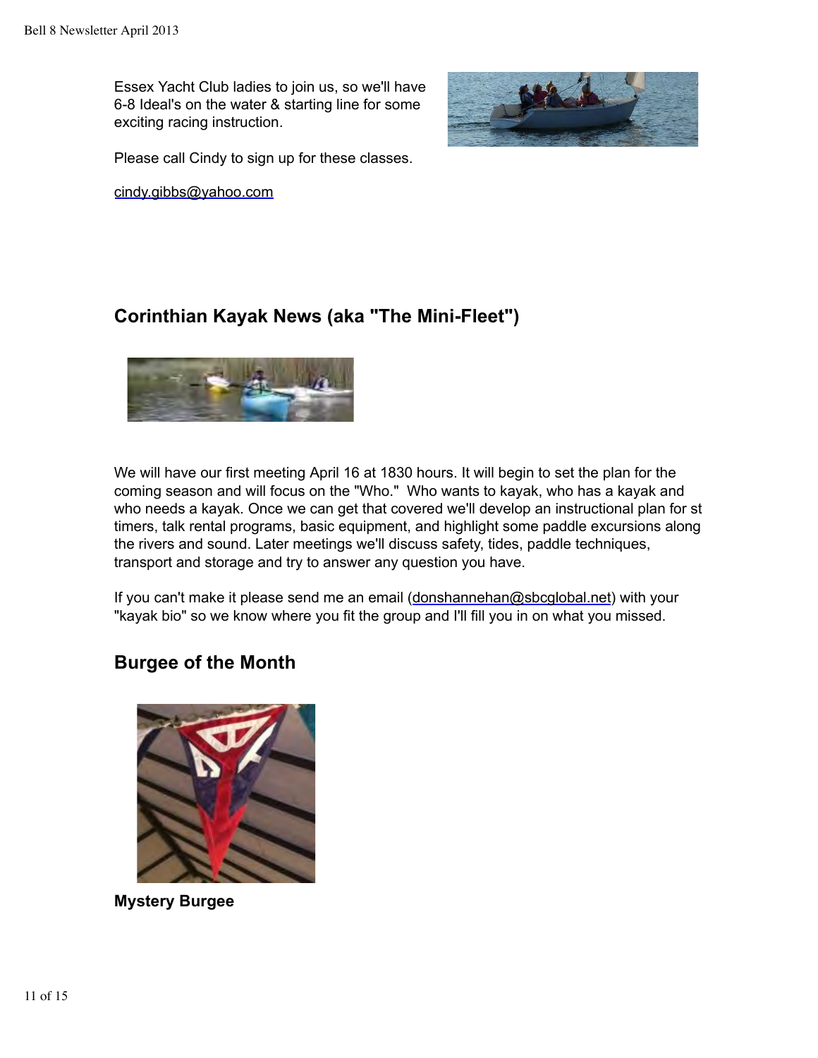Essex Yacht Club ladies to join us, so we'll have 6-8 Ideal's on the water & starting line for some exciting racing instruction.

Please call Cindy to sign up for these classes.

cindy.gibbs@yahoo.com

## Corinthian Kayak News (aka "The Mini-Fleet")

We will have our first meeting April 16 at 1830 hours. It will begin to set the plan for the coming season and will focus on the "Who." Who wants to kayak, who has a kayak and who needs a kayak. Once we can get that covered we'll develop an instructional plan for st timers, talk rental programs, basic equipment, and highlight some paddle excursions along the rivers and sound. Later meetings we'll discuss safety, tides, paddle techniques, transport and storage and try to answer any question you have.

If you can't make it please send me an email (donshannehan@sbcglobal.net) with your "kayak bio" so we know where you fit the group and I'll fill you in on what you missed.

## Burgee of the Month

**Mystery Burgee**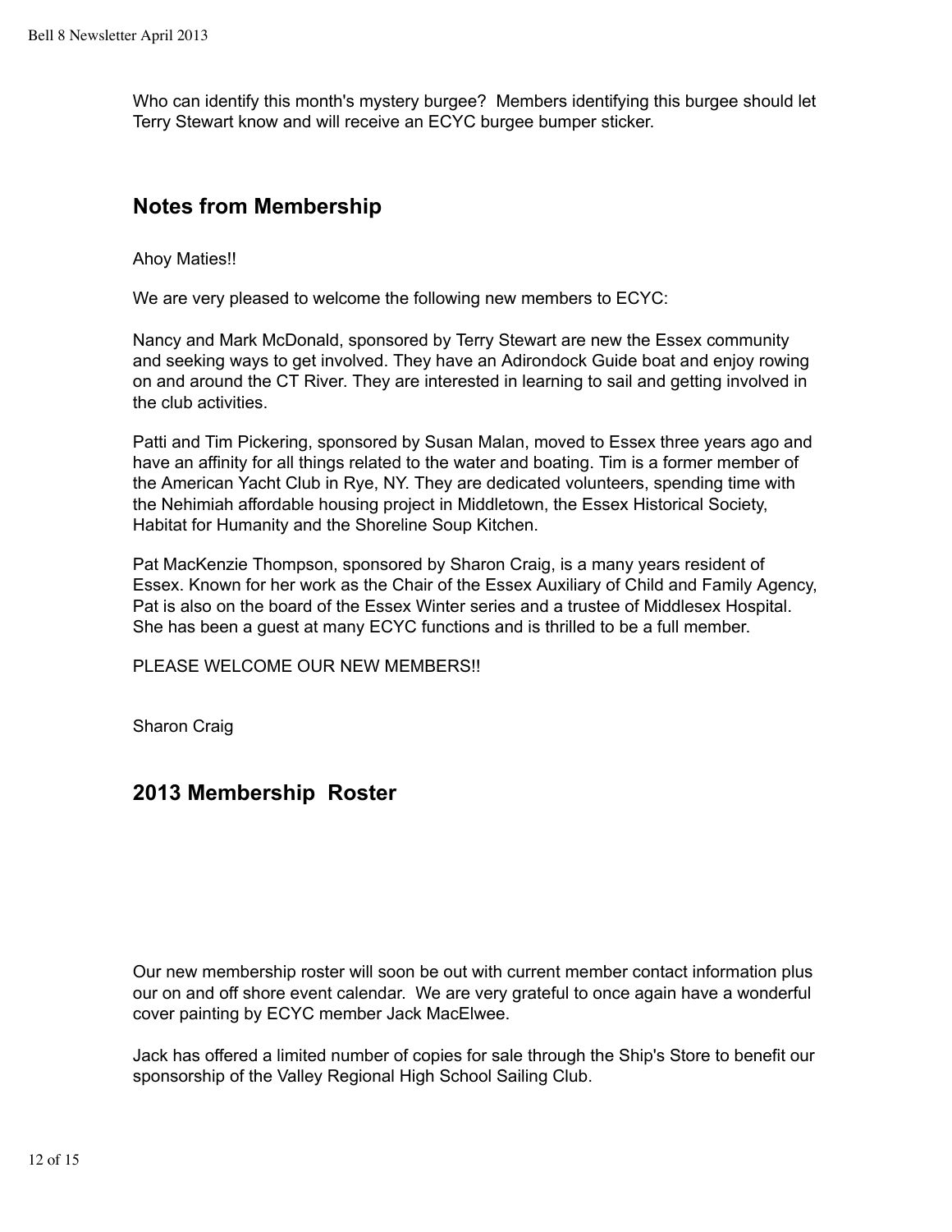Who can identify this month's mystery burgee? Members identifying this burgee should let Terry Stewart know and will receive an ECYC burgee bumper sticker.

## Notes from Membership

Ahoy Maties!!

We are very pleased to welcome the following new members to ECYC:

Nancy and Mark McDonald, sponsored by Terry Stewart are new the Essex community and seeking ways to get involved. They have an Adirondock Guide boat and enjoy rowing on and around the CT River. They are interested in learning to sail and getting involved in the club activities.

Patti and Tim Pickering, sponsored by Susan Malan, moved to Essex three years ago and have an affinity for all things related to the water and boating. Tim is a former member of the American Yacht Club in Rye, NY. They are dedicated volunteers, spending time with the Nehimiah affordable housing project in Middletown, the Essex Historical Society, Habitat for Humanity and the Shoreline Soup Kitchen.

Pat MacKenzie Thompson, sponsored by Sharon Craig, is a many years resident of Essex. Known for her work as the Chair of the Essex Auxiliary of Child and Family Agency, Pat is also on the board of the Essex Winter series and a trustee of Middlesex Hospital. She has been a guest at many ECYC functions and is thrilled to be a full member.

PLEASE WELCOME OUR NEW MEMBERS!!

Sharon Craig

## 2013 Membership Roster

Our new membership roster will soon be out with current member contact information plus our on and off shore event calendar. We are very grateful to once again have a wonderful cover painting by ECYC member Jack MacElwee.

Jack has offered a limited number of copies for sale through the Ship's Store to benefit our sponsorship of the Valley Regional High School Sailing Club.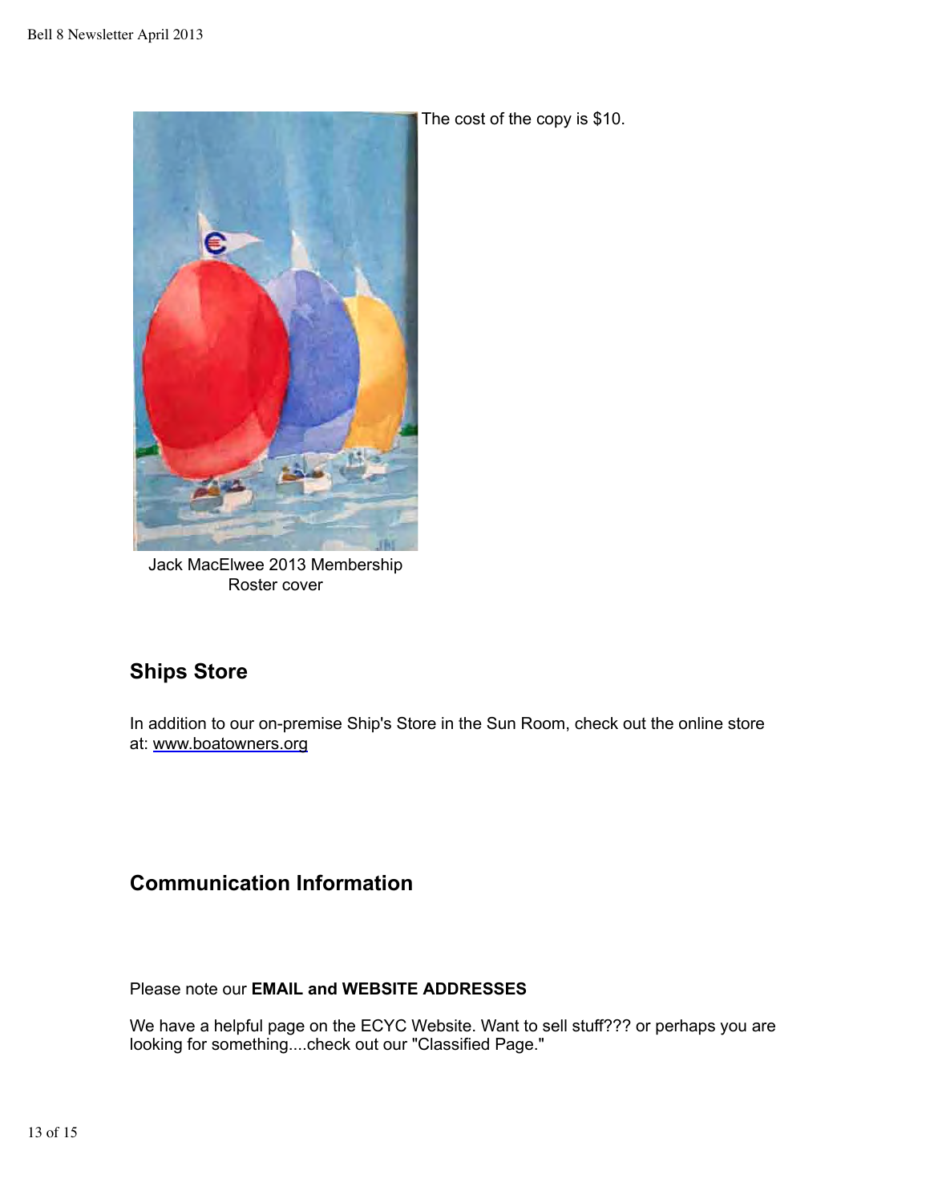The cost of the copy is $10.

Jack MacElwee 2013 Membership Roster cover

## Ships Store

In addition to our on-premise Ship's Store in the Sun Room, check out the online store at: www.boatowners.org

## Communication Information

Please note our **EMAIL and WEBSITE ADDRESSES**

We have a helpful page on the ECYC Website. Want to sell stuff??? or perhaps you are looking for something....check out our "Classified Page."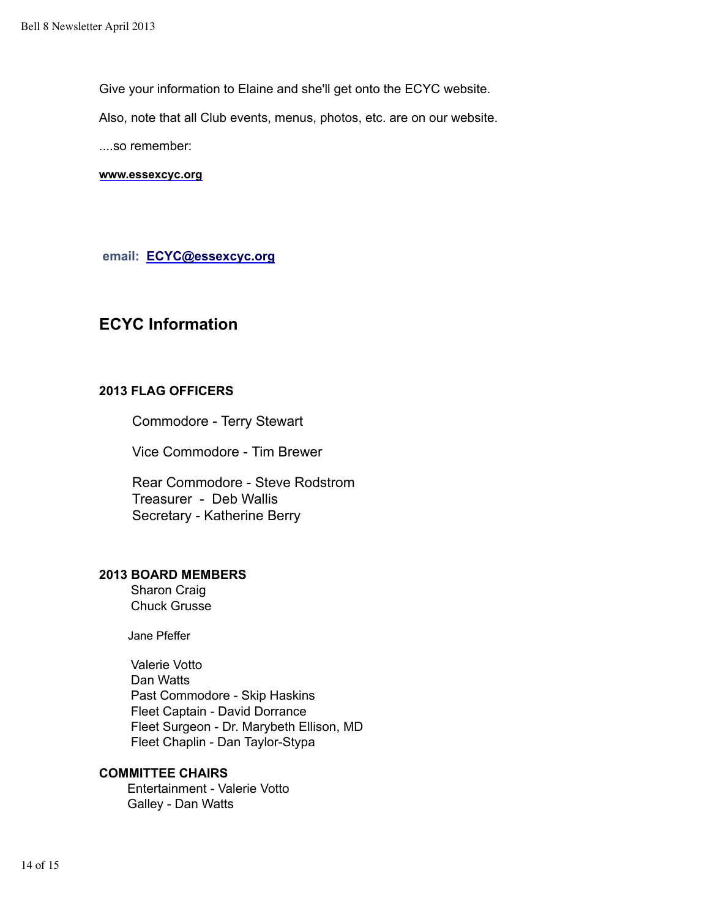Give your information to Elaine and she'll get onto the ECYC website.

Also, note that all Club events, menus, photos, etc. are on our website.

....so remember:

**www.essexcyc.org**

**email: ECYC@essexcyc.org**

## ECYC Information

**2013 FLAG OFFICERS**

Commodore - Terry Stewart

Vice Commodore - Tim Brewer

Rear Commodore - Steve Rodstrom
Treasurer - Deb Wallis
Secretary - Katherine Berry

**2013 BOARD MEMBERS**

Sharon Craig
Chuck Grusse

Jane Pfeffer

Valerie Votto
Dan Watts
Past Commodore - Skip Haskins
Fleet Captain - David Dorrance
Fleet Surgeon - Dr. Marybeth Ellison, MD
Fleet Chaplin - Dan Taylor-Stypa

**COMMITTEE CHAIRS**

Entertainment - Valerie Votto
Galley - Dan Watts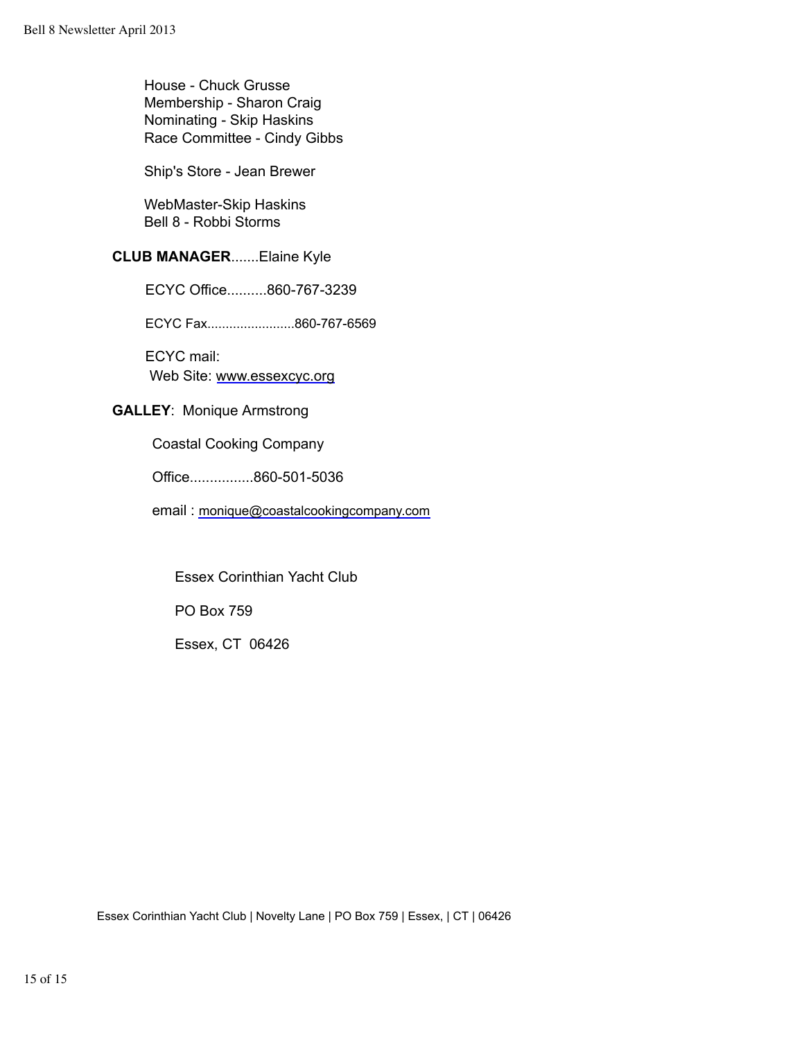House - Chuck Grusse
Membership - Sharon Craig
Nominating - Skip Haskins
Race Committee - Cindy Gibbs

Ship's Store - Jean Brewer

WebMaster-Skip Haskins
Bell 8 - Robbi Storms

**CLUB MANAGER**.......Elaine Kyle

ECYC Office..........860-767-3239

ECYC Fax........................860-767-6569

ECYC mail:
Web Site: www.essexcyc.org

**GALLEY**: Monique Armstrong

Coastal Cooking Company

Office................860-501-5036

email : monique@coastalcookingcompany.com

Essex Corinthian Yacht Club

PO Box 759

Essex, CT 06426

Essex Corinthian Yacht Club | Novelty Lane | PO Box 759 | Essex, | CT | 06426